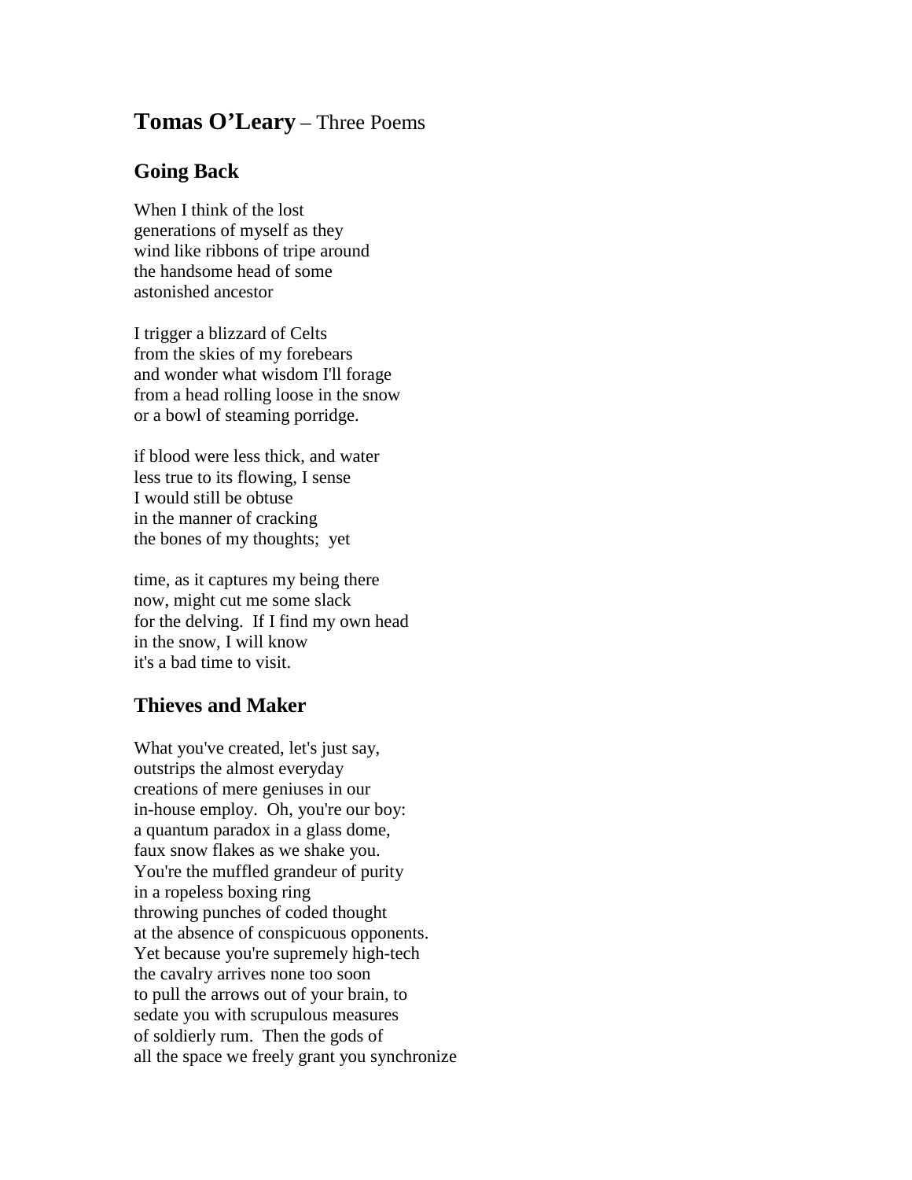## **Tomas O'Leary** – Three Poems

### Going Back

When I think of the lost  
generations of myself as they  
wind like ribbons of tripe around  
the handsome head of some  
astonished ancestor

I trigger a blizzard of Celts  
from the skies of my forebears  
and wonder what wisdom I'll forage  
from a head rolling loose in the snow  
or a bowl of steaming porridge.

if blood were less thick, and water  
less true to its flowing, I sense  
I would still be obtuse  
in the manner of cracking  
the bones of my thoughts; yet

time, as it captures my being there  
now, might cut me some slack  
for the delving. If I find my own head  
in the snow, I will know  
it's a bad time to visit.

### Thieves and Maker

What you've created, let's just say,  
outstrips the almost everyday  
creations of mere geniuses in our  
in-house employ. Oh, you're our boy:  
a quantum paradox in a glass dome,  
faux snow flakes as we shake you.  
You're the muffled grandeur of purity  
in a ropeless boxing ring  
throwing punches of coded thought  
at the absence of conspicuous opponents.  
Yet because you're supremely high-tech  
the cavalry arrives none too soon  
to pull the arrows out of your brain, to  
sedate you with scrupulous measures  
of soldierly rum. Then the gods of  
all the space we freely grant you synchronize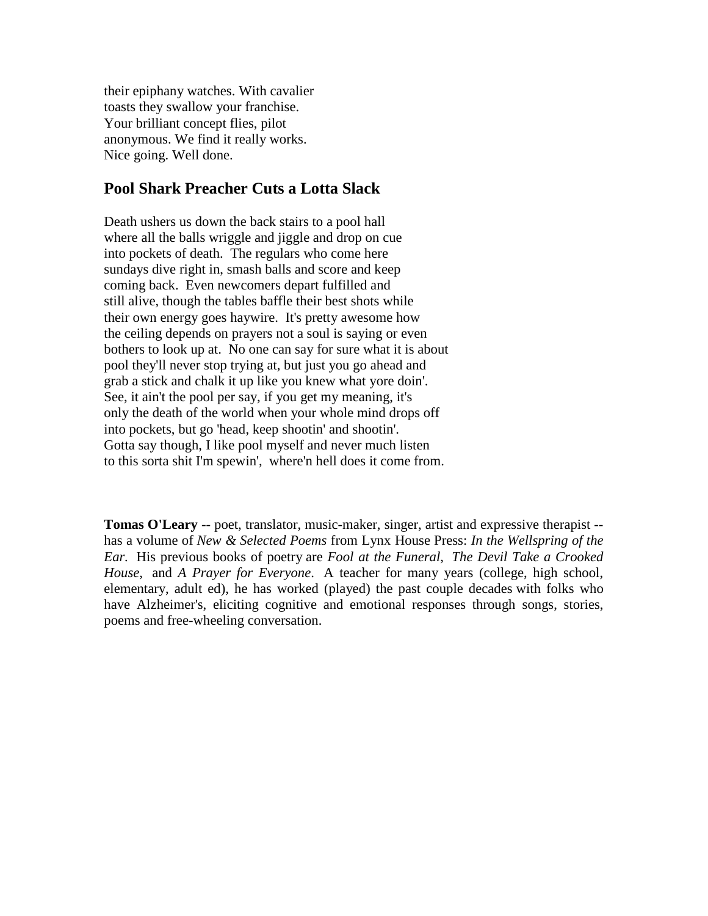their epiphany watches. With cavalier  
toasts they swallow your franchise.  
Your brilliant concept flies, pilot  
anonymous. We find it really works.  
Nice going. Well done.

## Pool Shark Preacher Cuts a Lotta Slack

Death ushers us down the back stairs to a pool hall  
where all the balls wriggle and jiggle and drop on cue  
into pockets of death.  The regulars who come here  
sundays dive right in, smash balls and score and keep  
coming back.  Even newcomers depart fulfilled and  
still alive, though the tables baffle their best shots while  
their own energy goes haywire.  It's pretty awesome how  
the ceiling depends on prayers not a soul is saying or even  
bothers to look up at.  No one can say for sure what it is about  
pool they'll never stop trying at, but just you go ahead and  
grab a stick and chalk it up like you knew what yore doin'.  
See, it ain't the pool per say, if you get my meaning, it's  
only the death of the world when your whole mind drops off  
into pockets, but go 'head, keep shootin' and shootin'.  
Gotta say though, I like pool myself and never much listen  
to this sorta shit I'm spewin',  where'n hell does it come from.

**Tomas O'Leary** -- poet, translator, music-maker, singer, artist and expressive therapist -- has a volume of *New & Selected Poems* from Lynx House Press: *In the Wellspring of the Ear*.  His previous books of poetry are *Fool at the Funeral*, *The Devil Take a Crooked House*, and *A Prayer for Everyone*.  A teacher for many years (college, high school, elementary, adult ed), he has worked (played) the past couple decades with folks who have Alzheimer's, eliciting cognitive and emotional responses through songs, stories, poems and free-wheeling conversation.